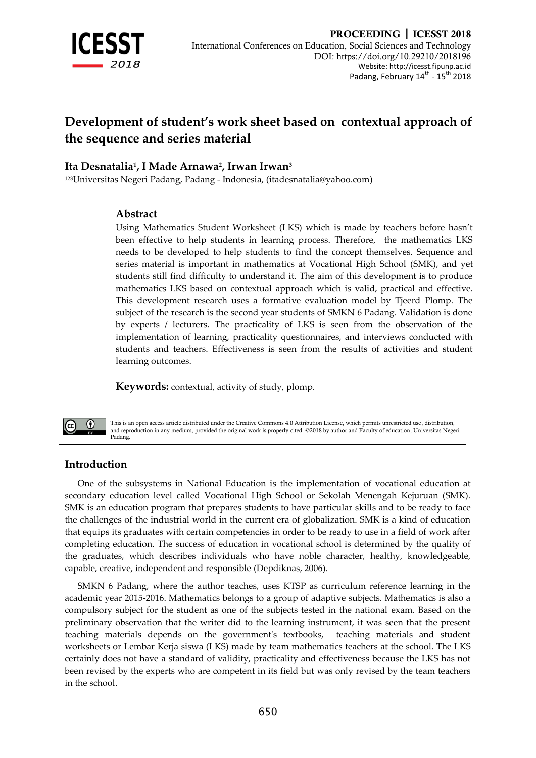# Development of student's work sheet based on contextual approach of the sequence and series material

**Ita Desnatalia[1], I Made Arnawa[2], Irwan Irwan[3]**

[123]Universitas Negeri Padang, Padang - Indonesia, (itadesnatalia@yahoo.com)

## Abstract

Using Mathematics Student Worksheet (LKS) which is made by teachers before hasn't been effective to help students in learning process. Therefore, the mathematics LKS needs to be developed to help students to find the concept themselves. Sequence and series material is important in mathematics at Vocational High School (SMK), and yet students still find difficulty to understand it. The aim of this development is to produce mathematics LKS based on contextual approach which is valid, practical and effective. This development research uses a formative evaluation model by Tjeerd Plomp. The subject of the research is the second year students of SMKN 6 Padang. Validation is done by experts / lecturers. The practicality of LKS is seen from the observation of the implementation of learning, practicality questionnaires, and interviews conducted with students and teachers. Effectiveness is seen from the results of activities and student learning outcomes.

**Keywords:** contextual, activity of study, plomp.

This is an open access article distributed under the Creative Commons 4.0 Attribution License, which permits unrestricted use, distribution, and reproduction in any medium, provided the original work is properly cited. ©2018 by author and Faculty of education, Universitas Negeri Padang.

## Introduction

One of the subsystems in National Education is the implementation of vocational education at secondary education level called Vocational High School or Sekolah Menengah Kejuruan (SMK). SMK is an education program that prepares students to have particular skills and to be ready to face the challenges of the industrial world in the current era of globalization. SMK is a kind of education that equips its graduates with certain competencies in order to be ready to use in a field of work after completing education. The success of education in vocational school is determined by the quality of the graduates, which describes individuals who have noble character, healthy, knowledgeable, capable, creative, independent and responsible (Depdiknas, 2006).

SMKN 6 Padang, where the author teaches, uses KTSP as curriculum reference learning in the academic year 2015-2016. Mathematics belongs to a group of adaptive subjects. Mathematics is also a compulsory subject for the student as one of the subjects tested in the national exam. Based on the preliminary observation that the writer did to the learning instrument, it was seen that the present teaching materials depends on the government's textbooks, teaching materials and student worksheets or Lembar Kerja siswa (LKS) made by team mathematics teachers at the school. The LKS certainly does not have a standard of validity, practicality and effectiveness because the LKS has not been revised by the experts who are competent in its field but was only revised by the team teachers in the school.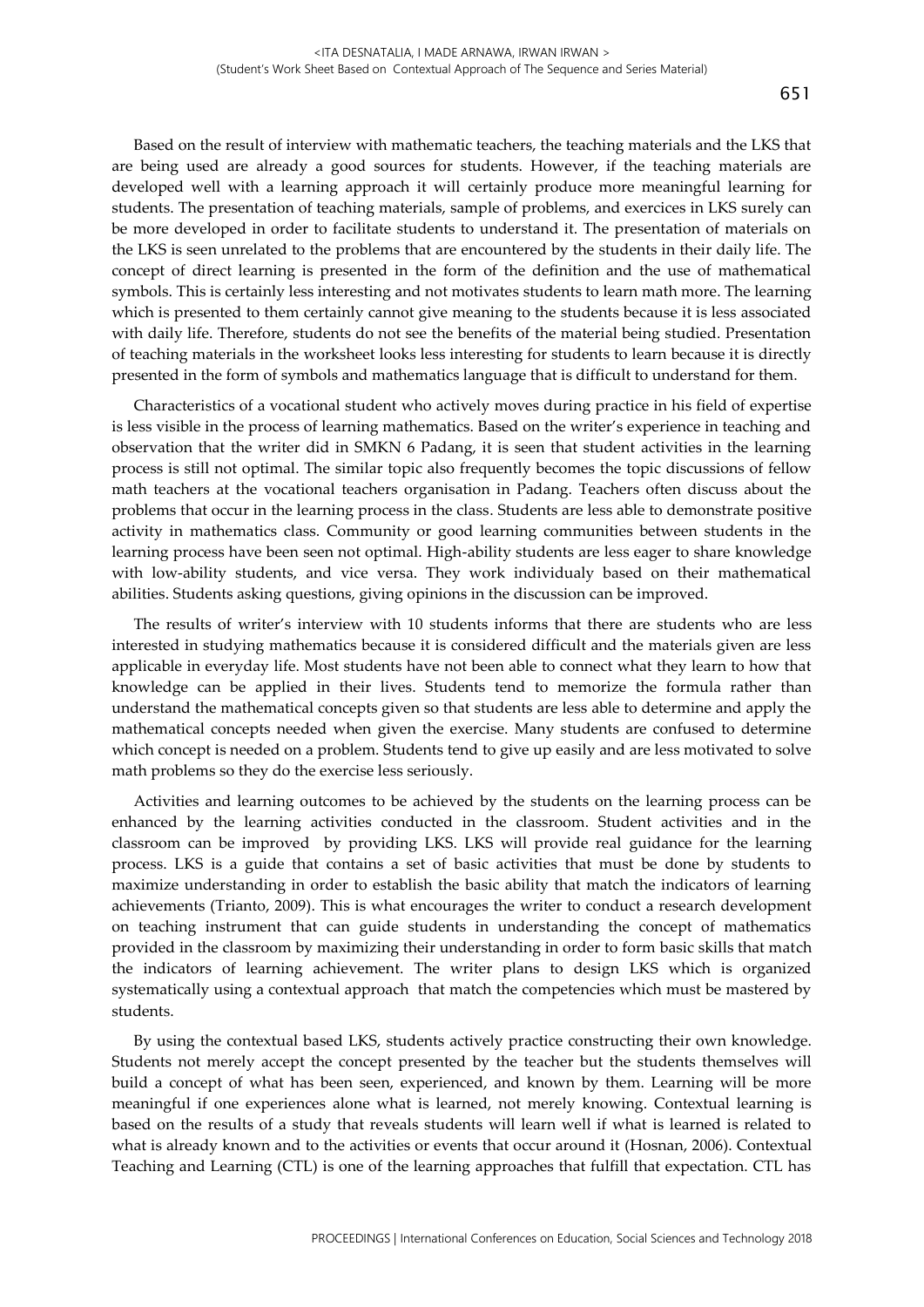Based on the result of interview with mathematic teachers, the teaching materials and the LKS that are being used are already a good sources for students. However, if the teaching materials are developed well with a learning approach it will certainly produce more meaningful learning for students. The presentation of teaching materials, sample of problems, and exercices in LKS surely can be more developed in order to facilitate students to understand it. The presentation of materials on the LKS is seen unrelated to the problems that are encountered by the students in their daily life. The concept of direct learning is presented in the form of the definition and the use of mathematical symbols. This is certainly less interesting and not motivates students to learn math more. The learning which is presented to them certainly cannot give meaning to the students because it is less associated with daily life. Therefore, students do not see the benefits of the material being studied. Presentation of teaching materials in the worksheet looks less interesting for students to learn because it is directly presented in the form of symbols and mathematics language that is difficult to understand for them.

Characteristics of a vocational student who actively moves during practice in his field of expertise is less visible in the process of learning mathematics. Based on the writer's experience in teaching and observation that the writer did in SMKN 6 Padang, it is seen that student activities in the learning process is still not optimal. The similar topic also frequently becomes the topic discussions of fellow math teachers at the vocational teachers organisation in Padang. Teachers often discuss about the problems that occur in the learning process in the class. Students are less able to demonstrate positive activity in mathematics class. Community or good learning communities between students in the learning process have been seen not optimal. High-ability students are less eager to share knowledge with low-ability students, and vice versa. They work individualy based on their mathematical abilities. Students asking questions, giving opinions in the discussion can be improved.

The results of writer's interview with 10 students informs that there are students who are less interested in studying mathematics because it is considered difficult and the materials given are less applicable in everyday life. Most students have not been able to connect what they learn to how that knowledge can be applied in their lives. Students tend to memorize the formula rather than understand the mathematical concepts given so that students are less able to determine and apply the mathematical concepts needed when given the exercise. Many students are confused to determine which concept is needed on a problem. Students tend to give up easily and are less motivated to solve math problems so they do the exercise less seriously.

Activities and learning outcomes to be achieved by the students on the learning process can be enhanced by the learning activities conducted in the classroom. Student activities and in the classroom can be improved by providing LKS. LKS will provide real guidance for the learning process. LKS is a guide that contains a set of basic activities that must be done by students to maximize understanding in order to establish the basic ability that match the indicators of learning achievements (Trianto, 2009). This is what encourages the writer to conduct a research development on teaching instrument that can guide students in understanding the concept of mathematics provided in the classroom by maximizing their understanding in order to form basic skills that match the indicators of learning achievement. The writer plans to design LKS which is organized systematically using a contextual approach that match the competencies which must be mastered by students.

By using the contextual based LKS, students actively practice constructing their own knowledge. Students not merely accept the concept presented by the teacher but the students themselves will build a concept of what has been seen, experienced, and known by them. Learning will be more meaningful if one experiences alone what is learned, not merely knowing. Contextual learning is based on the results of a study that reveals students will learn well if what is learned is related to what is already known and to the activities or events that occur around it (Hosnan, 2006). Contextual Teaching and Learning (CTL) is one of the learning approaches that fulfill that expectation. CTL has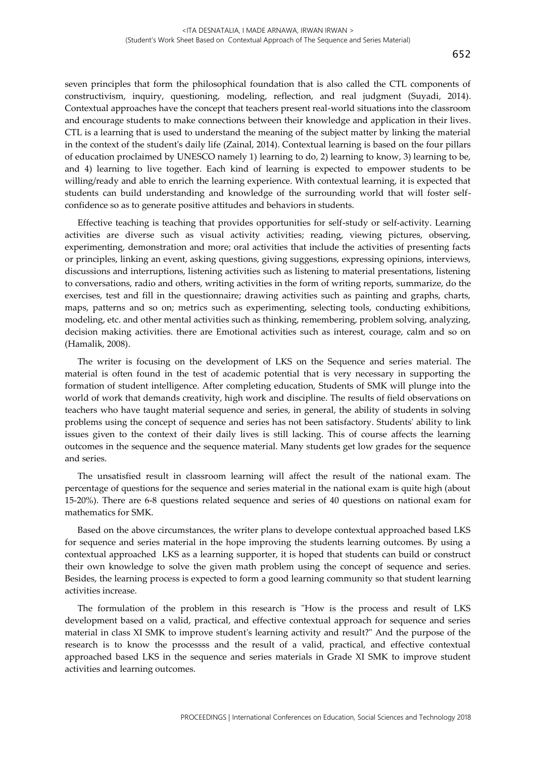seven principles that form the philosophical foundation that is also called the CTL components of constructivism, inquiry, questioning, modeling, reflection, and real judgment (Suyadi, 2014). Contextual approaches have the concept that teachers present real-world situations into the classroom and encourage students to make connections between their knowledge and application in their lives. CTL is a learning that is used to understand the meaning of the subject matter by linking the material in the context of the student's daily life (Zainal, 2014). Contextual learning is based on the four pillars of education proclaimed by UNESCO namely 1) learning to do, 2) learning to know, 3) learning to be, and 4) learning to live together. Each kind of learning is expected to empower students to be willing/ready and able to enrich the learning experience. With contextual learning, it is expected that students can build understanding and knowledge of the surrounding world that will foster self-confidence so as to generate positive attitudes and behaviors in students.

Effective teaching is teaching that provides opportunities for self-study or self-activity. Learning activities are diverse such as visual activity activities; reading, viewing pictures, observing, experimenting, demonstration and more; oral activities that include the activities of presenting facts or principles, linking an event, asking questions, giving suggestions, expressing opinions, interviews, discussions and interruptions, listening activities such as listening to material presentations, listening to conversations, radio and others, writing activities in the form of writing reports, summarize, do the exercises, test and fill in the questionnaire; drawing activities such as painting and graphs, charts, maps, patterns and so on; metrics such as experimenting, selecting tools, conducting exhibitions, modeling, etc. and other mental activities such as thinking, remembering, problem solving, analyzing, decision making activities. there are Emotional activities such as interest, courage, calm and so on (Hamalik, 2008).

The writer is focusing on the development of LKS on the Sequence and series material. The material is often found in the test of academic potential that is very necessary in supporting the formation of student intelligence. After completing education, Students of SMK will plunge into the world of work that demands creativity, high work and discipline. The results of field observations on teachers who have taught material sequence and series, in general, the ability of students in solving problems using the concept of sequence and series has not been satisfactory. Students' ability to link issues given to the context of their daily lives is still lacking. This of course affects the learning outcomes in the sequence and the sequence material. Many students get low grades for the sequence and series.

The unsatisfied result in classroom learning will affect the result of the national exam. The percentage of questions for the sequence and series material in the national exam is quite high (about 15-20%). There are 6-8 questions related sequence and series of 40 questions on national exam for mathematics for SMK.

Based on the above circumstances, the writer plans to develope contextual approached based LKS for sequence and series material in the hope improving the students learning outcomes. By using a contextual approached LKS as a learning supporter, it is hoped that students can build or construct their own knowledge to solve the given math problem using the concept of sequence and series. Besides, the learning process is expected to form a good learning community so that student learning activities increase.

The formulation of the problem in this research is "How is the process and result of LKS development based on a valid, practical, and effective contextual approach for sequence and series material in class XI SMK to improve student's learning activity and result?" And the purpose of the research is to know the processss and the result of a valid, practical, and effective contextual approached based LKS in the sequence and series materials in Grade XI SMK to improve student activities and learning outcomes.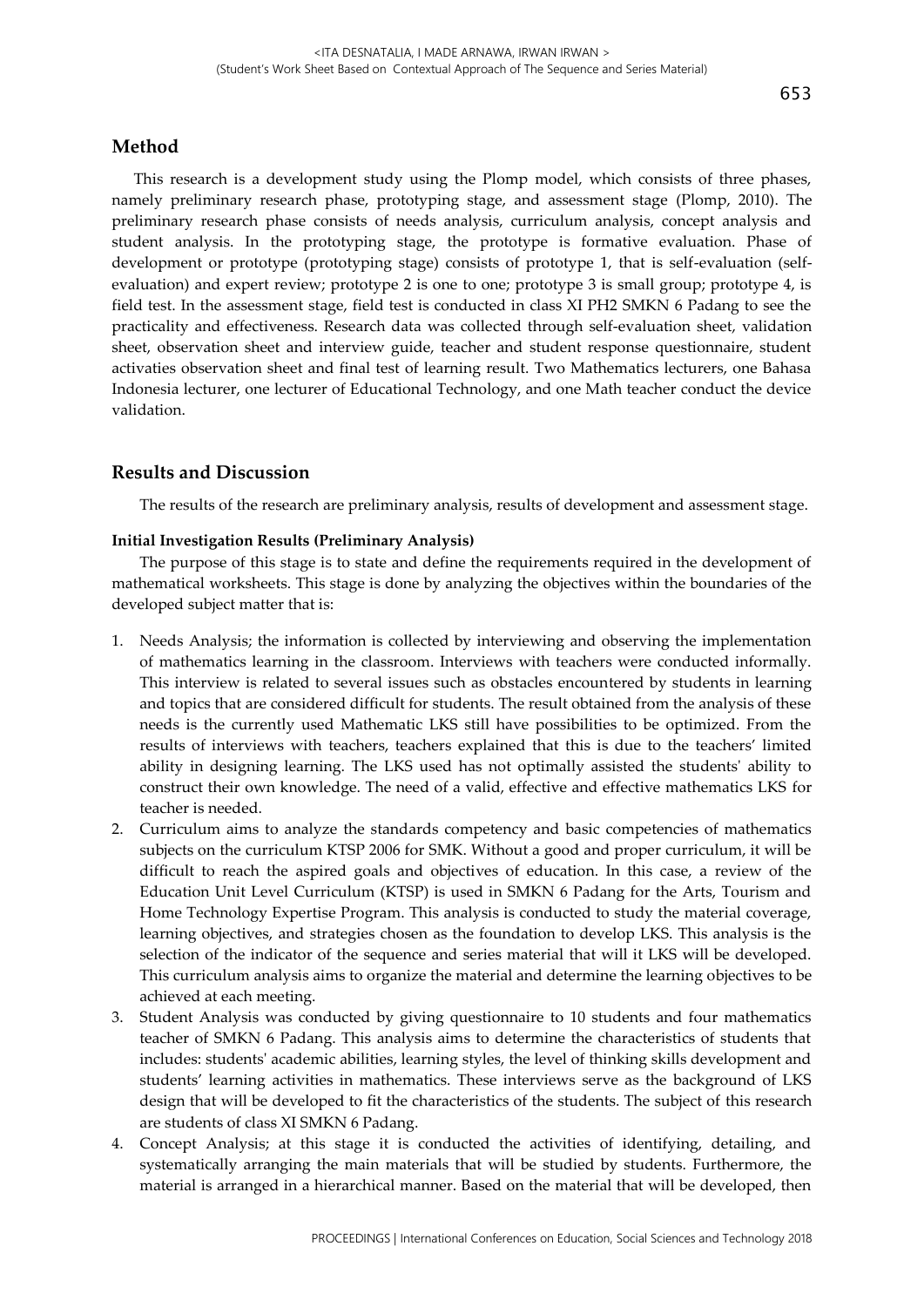## Method

This research is a development study using the Plomp model, which consists of three phases, namely preliminary research phase, prototyping stage, and assessment stage (Plomp, 2010). The preliminary research phase consists of needs analysis, curriculum analysis, concept analysis and student analysis. In the prototyping stage, the prototype is formative evaluation. Phase of development or prototype (prototyping stage) consists of prototype 1, that is self-evaluation (self-evaluation) and expert review; prototype 2 is one to one; prototype 3 is small group; prototype 4, is field test. In the assessment stage, field test is conducted in class XI PH2 SMKN 6 Padang to see the practicality and effectiveness. Research data was collected through self-evaluation sheet, validation sheet, observation sheet and interview guide, teacher and student response questionnaire, student activaties observation sheet and final test of learning result. Two Mathematics lecturers, one Bahasa Indonesia lecturer, one lecturer of Educational Technology, and one Math teacher conduct the device validation.

## Results and Discussion

The results of the research are preliminary analysis, results of development and assessment stage.

**Initial Investigation Results (Preliminary Analysis)**

The purpose of this stage is to state and define the requirements required in the development of mathematical worksheets. This stage is done by analyzing the objectives within the boundaries of the developed subject matter that is:

1. Needs Analysis; the information is collected by interviewing and observing the implementation of mathematics learning in the classroom. Interviews with teachers were conducted informally. This interview is related to several issues such as obstacles encountered by students in learning and topics that are considered difficult for students. The result obtained from the analysis of these needs is the currently used Mathematic LKS still have possibilities to be optimized. From the results of interviews with teachers, teachers explained that this is due to the teachers' limited ability in designing learning. The LKS used has not optimally assisted the students' ability to construct their own knowledge. The need of a valid, effective and effective mathematics LKS for teacher is needed.
2. Curriculum aims to analyze the standards competency and basic competencies of mathematics subjects on the curriculum KTSP 2006 for SMK. Without a good and proper curriculum, it will be difficult to reach the aspired goals and objectives of education. In this case, a review of the Education Unit Level Curriculum (KTSP) is used in SMKN 6 Padang for the Arts, Tourism and Home Technology Expertise Program. This analysis is conducted to study the material coverage, learning objectives, and strategies chosen as the foundation to develop LKS. This analysis is the selection of the indicator of the sequence and series material that will it LKS will be developed. This curriculum analysis aims to organize the material and determine the learning objectives to be achieved at each meeting.
3. Student Analysis was conducted by giving questionnaire to 10 students and four mathematics teacher of SMKN 6 Padang. This analysis aims to determine the characteristics of students that includes: students' academic abilities, learning styles, the level of thinking skills development and students' learning activities in mathematics. These interviews serve as the background of LKS design that will be developed to fit the characteristics of the students. The subject of this research are students of class XI SMKN 6 Padang.
4. Concept Analysis; at this stage it is conducted the activities of identifying, detailing, and systematically arranging the main materials that will be studied by students. Furthermore, the material is arranged in a hierarchical manner. Based on the material that will be developed, then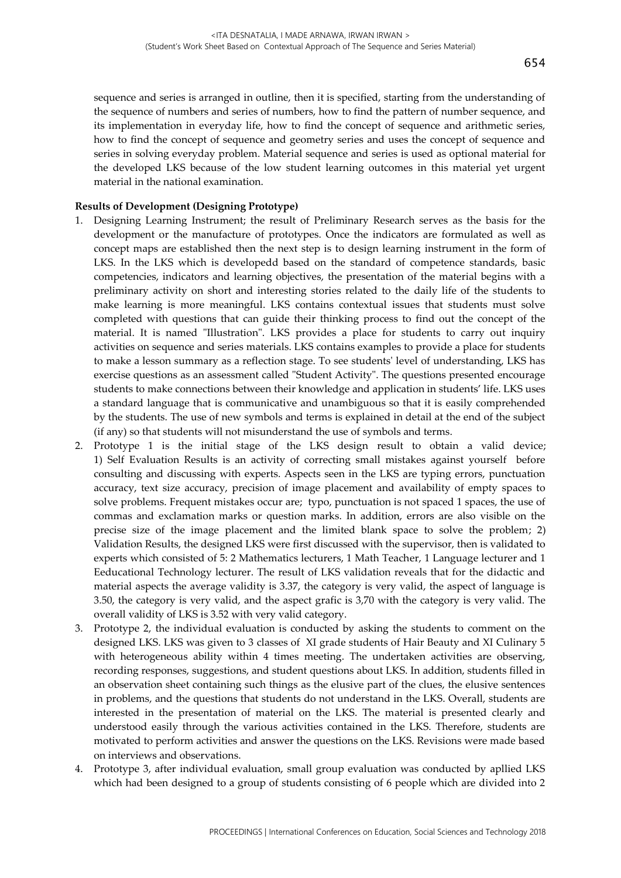sequence and series is arranged in outline, then it is specified, starting from the understanding of the sequence of numbers and series of numbers, how to find the pattern of number sequence, and its implementation in everyday life, how to find the concept of sequence and arithmetic series, how to find the concept of sequence and geometry series and uses the concept of sequence and series in solving everyday problem. Material sequence and series is used as optional material for the developed LKS because of the low student learning outcomes in this material yet urgent material in the national examination.

**Results of Development (Designing Prototype)**

1. Designing Learning Instrument; the result of Preliminary Research serves as the basis for the development or the manufacture of prototypes. Once the indicators are formulated as well as concept maps are established then the next step is to design learning instrument in the form of LKS. In the LKS which is developedd based on the standard of competence standards, basic competencies, indicators and learning objectives, the presentation of the material begins with a preliminary activity on short and interesting stories related to the daily life of the students to make learning is more meaningful. LKS contains contextual issues that students must solve completed with questions that can guide their thinking process to find out the concept of the material. It is named "Illustration". LKS provides a place for students to carry out inquiry activities on sequence and series materials. LKS contains examples to provide a place for students to make a lesson summary as a reflection stage. To see students' level of understanding, LKS has exercise questions as an assessment called "Student Activity". The questions presented encourage students to make connections between their knowledge and application in students' life. LKS uses a standard language that is communicative and unambiguous so that it is easily comprehended by the students. The use of new symbols and terms is explained in detail at the end of the subject (if any) so that students will not misunderstand the use of symbols and terms.
2. Prototype 1 is the initial stage of the LKS design result to obtain a valid device; 1) Self Evaluation Results is an activity of correcting small mistakes against yourself before consulting and discussing with experts. Aspects seen in the LKS are typing errors, punctuation accuracy, text size accuracy, precision of image placement and availability of empty spaces to solve problems. Frequent mistakes occur are; typo, punctuation is not spaced 1 spaces, the use of commas and exclamation marks or question marks. In addition, errors are also visible on the precise size of the image placement and the limited blank space to solve the problem; 2) Validation Results, the designed LKS were first discussed with the supervisor, then is validated to experts which consisted of 5: 2 Mathematics lecturers, 1 Math Teacher, 1 Language lecturer and 1 Eeducational Technology lecturer. The result of LKS validation reveals that for the didactic and material aspects the average validity is 3.37, the category is very valid, the aspect of language is 3.50, the category is very valid, and the aspect grafic is 3,70 with the category is very valid. The overall validity of LKS is 3.52 with very valid category.
3. Prototype 2, the individual evaluation is conducted by asking the students to comment on the designed LKS. LKS was given to 3 classes of XI grade students of Hair Beauty and XI Culinary 5 with heterogeneous ability within 4 times meeting. The undertaken activities are observing, recording responses, suggestions, and student questions about LKS. In addition, students filled in an observation sheet containing such things as the elusive part of the clues, the elusive sentences in problems, and the questions that students do not understand in the LKS. Overall, students are interested in the presentation of material on the LKS. The material is presented clearly and understood easily through the various activities contained in the LKS. Therefore, students are motivated to perform activities and answer the questions on the LKS. Revisions were made based on interviews and observations.
4. Prototype 3, after individual evaluation, small group evaluation was conducted by apllied LKS which had been designed to a group of students consisting of 6 people which are divided into 2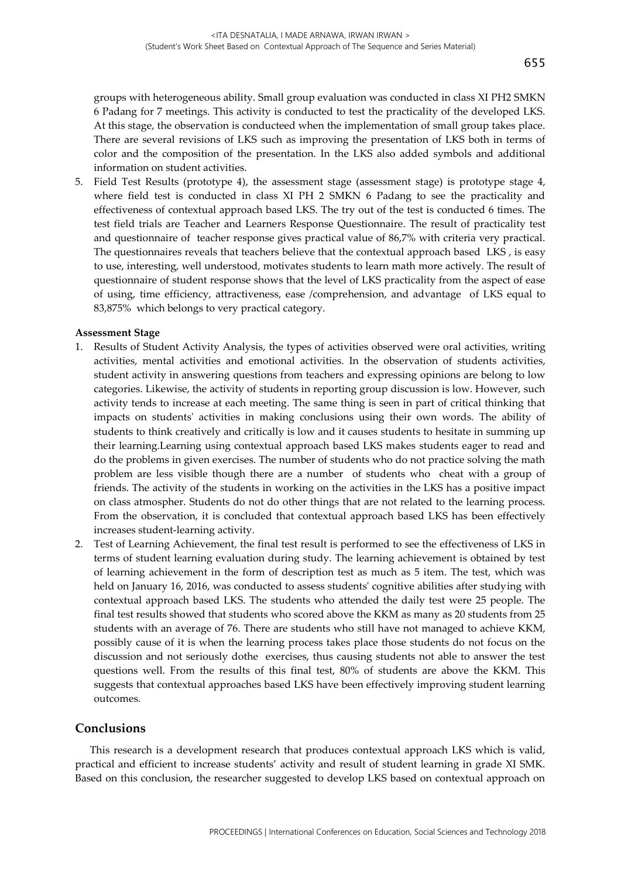groups with heterogeneous ability. Small group evaluation was conducted in class XI PH2 SMKN 6 Padang for 7 meetings. This activity is conducted to test the practicality of the developed LKS. At this stage, the observation is conducteed when the implementation of small group takes place. There are several revisions of LKS such as improving the presentation of LKS both in terms of color and the composition of the presentation. In the LKS also added symbols and additional information on student activities.

5. Field Test Results (prototype 4), the assessment stage (assessment stage) is prototype stage 4, where field test is conducted in class XI PH 2 SMKN 6 Padang to see the practicality and effectiveness of contextual approach based LKS. The try out of the test is conducted 6 times. The test field trials are Teacher and Learners Response Questionnaire. The result of practicality test and questionnaire of teacher response gives practical value of 86,7% with criteria very practical. The questionnaires reveals that teachers believe that the contextual approach based LKS , is easy to use, interesting, well understood, motivates students to learn math more actively. The result of questionnaire of student response shows that the level of LKS practicality from the aspect of ease of using, time efficiency, attractiveness, ease /comprehension, and advantage of LKS equal to 83,875% which belongs to very practical category.

**Assessment Stage**

1. Results of Student Activity Analysis, the types of activities observed were oral activities, writing activities, mental activities and emotional activities. In the observation of students activities, student activity in answering questions from teachers and expressing opinions are belong to low categories. Likewise, the activity of students in reporting group discussion is low. However, such activity tends to increase at each meeting. The same thing is seen in part of critical thinking that impacts on students' activities in making conclusions using their own words. The ability of students to think creatively and critically is low and it causes students to hesitate in summing up their learning.Learning using contextual approach based LKS makes students eager to read and do the problems in given exercises. The number of students who do not practice solving the math problem are less visible though there are a number of students who cheat with a group of friends. The activity of the students in working on the activities in the LKS has a positive impact on class atmospher. Students do not do other things that are not related to the learning process. From the observation, it is concluded that contextual approach based LKS has been effectively increases student-learning activity.
2. Test of Learning Achievement, the final test result is performed to see the effectiveness of LKS in terms of student learning evaluation during study. The learning achievement is obtained by test of learning achievement in the form of description test as much as 5 item. The test, which was held on January 16, 2016, was conducted to assess students' cognitive abilities after studying with contextual approach based LKS. The students who attended the daily test were 25 people. The final test results showed that students who scored above the KKM as many as 20 students from 25 students with an average of 76. There are students who still have not managed to achieve KKM, possibly cause of it is when the learning process takes place those students do not focus on the discussion and not seriously dothe exercises, thus causing students not able to answer the test questions well. From the results of this final test, 80% of students are above the KKM. This suggests that contextual approaches based LKS have been effectively improving student learning outcomes.

## Conclusions

This research is a development research that produces contextual approach LKS which is valid, practical and efficient to increase students' activity and result of student learning in grade XI SMK. Based on this conclusion, the researcher suggested to develop LKS based on contextual approach on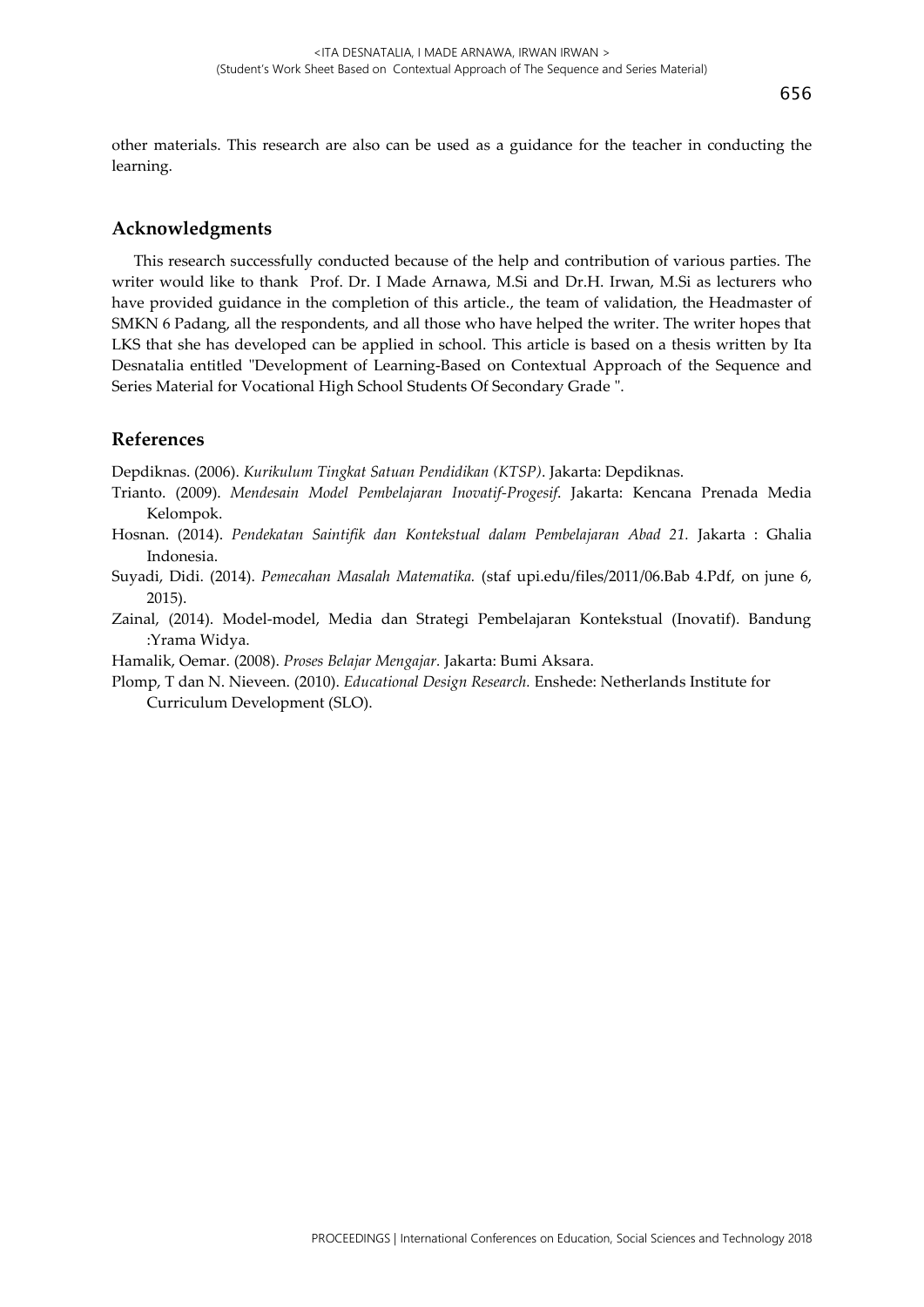other materials. This research are also can be used as a guidance for the teacher in conducting the learning.

## Acknowledgments

This research successfully conducted because of the help and contribution of various parties. The writer would like to thank Prof. Dr. I Made Arnawa, M.Si and Dr.H. Irwan, M.Si as lecturers who have provided guidance in the completion of this article., the team of validation, the Headmaster of SMKN 6 Padang, all the respondents, and all those who have helped the writer. The writer hopes that LKS that she has developed can be applied in school. This article is based on a thesis written by Ita Desnatalia entitled "Development of Learning-Based on Contextual Approach of the Sequence and Series Material for Vocational High School Students Of Secondary Grade ".

## References

Depdiknas. (2006). *Kurikulum Tingkat Satuan Pendidikan (KTSP)*. Jakarta: Depdiknas.

Trianto. (2009). *Mendesain Model Pembelajaran Inovatif-Progesif*. Jakarta: Kencana Prenada Media Kelompok.

Hosnan. (2014). *Pendekatan Saintifik dan Kontekstual dalam Pembelajaran Abad 21.* Jakarta : Ghalia Indonesia.

Suyadi, Didi. (2014). *Pemecahan Masalah Matematika.* (staf upi.edu/files/2011/06.Bab 4.Pdf, on june 6, 2015).

Zainal, (2014). Model-model, Media dan Strategi Pembelajaran Kontekstual (Inovatif). Bandung :Yrama Widya.

Hamalik, Oemar. (2008). *Proses Belajar Mengajar*. Jakarta: Bumi Aksara.

Plomp, T dan N. Nieveen. (2010). *Educational Design Research.* Enshede: Netherlands Institute for Curriculum Development (SLO).